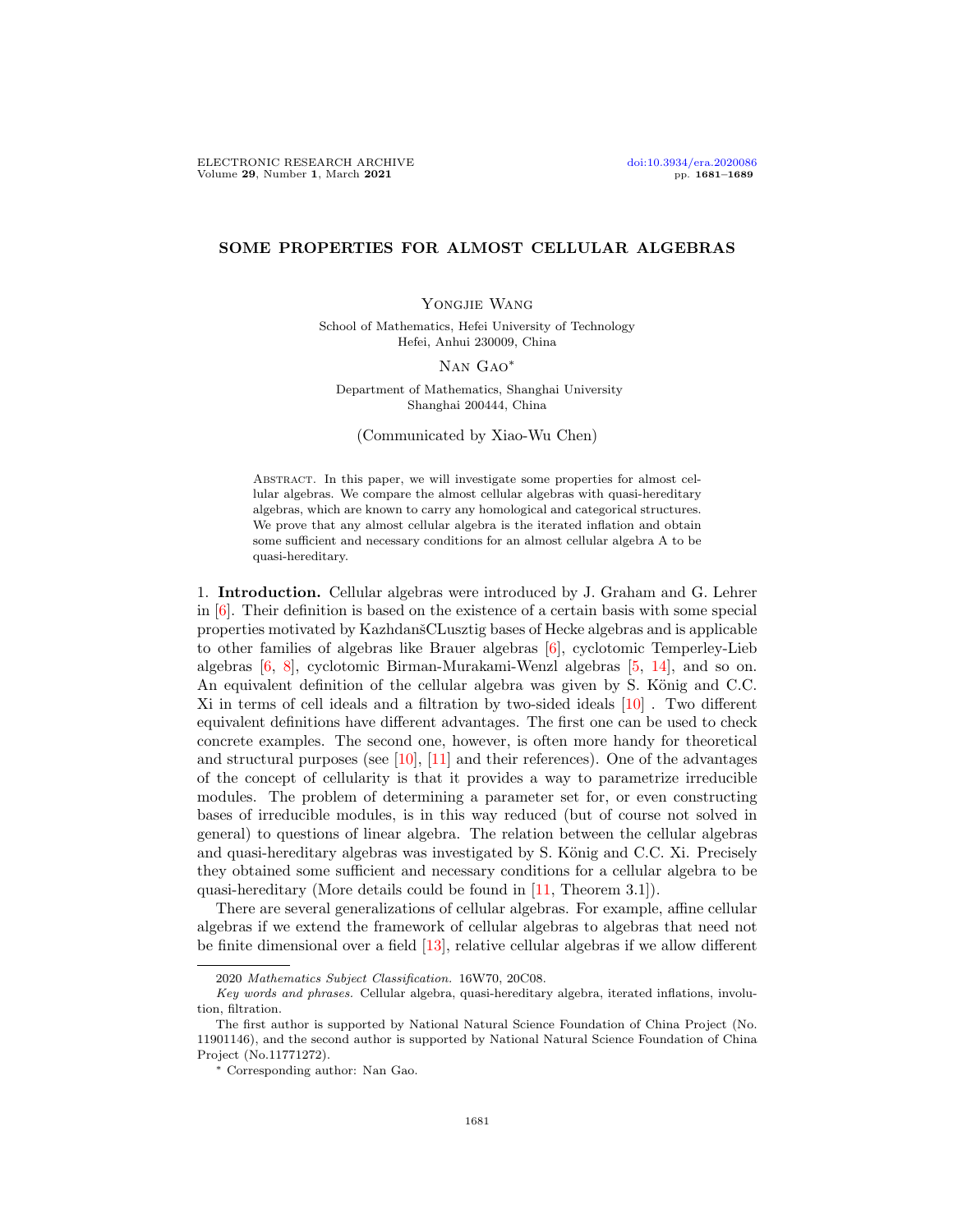# SOME PROPERTIES FOR ALMOST CELLULAR ALGEBRAS

Yongjie Wang

School of Mathematics, Hefei University of Technology
Hefei, Anhui 230009, China

Nan Gao*

Department of Mathematics, Shanghai University
Shanghai 200444, China

(Communicated by Xiao-Wu Chen)

Abstract. In this paper, we will investigate some properties for almost cellular algebras. We compare the almost cellular algebras with quasi-hereditary algebras, which are known to carry any homological and categorical structures. We prove that any almost cellular algebra is the iterated inflation and obtain some sufficient and necessary conditions for an almost cellular algebra A to be quasi-hereditary.

1. **Introduction.** Cellular algebras were introduced by J. Graham and G. Lehrer in [6]. Their definition is based on the existence of a certain basis with some special properties motivated by KazhdanšCLusztig bases of Hecke algebras and is applicable to other families of algebras like Brauer algebras [6], cyclotomic Temperley-Lieb algebras [6, 8], cyclotomic Birman-Murakami-Wenzl algebras [5, 14], and so on. An equivalent definition of the cellular algebra was given by S. König and C.C. Xi in terms of cell ideals and a filtration by two-sided ideals [10] . Two different equivalent definitions have different advantages. The first one can be used to check concrete examples. The second one, however, is often more handy for theoretical and structural purposes (see [10], [11] and their references). One of the advantages of the concept of cellularity is that it provides a way to parametrize irreducible modules. The problem of determining a parameter set for, or even constructing bases of irreducible modules, is in this way reduced (but of course not solved in general) to questions of linear algebra. The relation between the cellular algebras and quasi-hereditary algebras was investigated by S. König and C.C. Xi. Precisely they obtained some sufficient and necessary conditions for a cellular algebra to be quasi-hereditary (More details could be found in [11, Theorem 3.1]).

There are several generalizations of cellular algebras. For example, affine cellular algebras if we extend the framework of cellular algebras to algebras that need not be finite dimensional over a field [13], relative cellular algebras if we allow different

2020 *Mathematics Subject Classification.* 16W70, 20C08.

*Key words and phrases.* Cellular algebra, quasi-hereditary algebra, iterated inflations, involution, filtration.

The first author is supported by National Natural Science Foundation of China Project (No. 11901146), and the second author is supported by National Natural Science Foundation of China Project (No.11771272).

* Corresponding author: Nan Gao.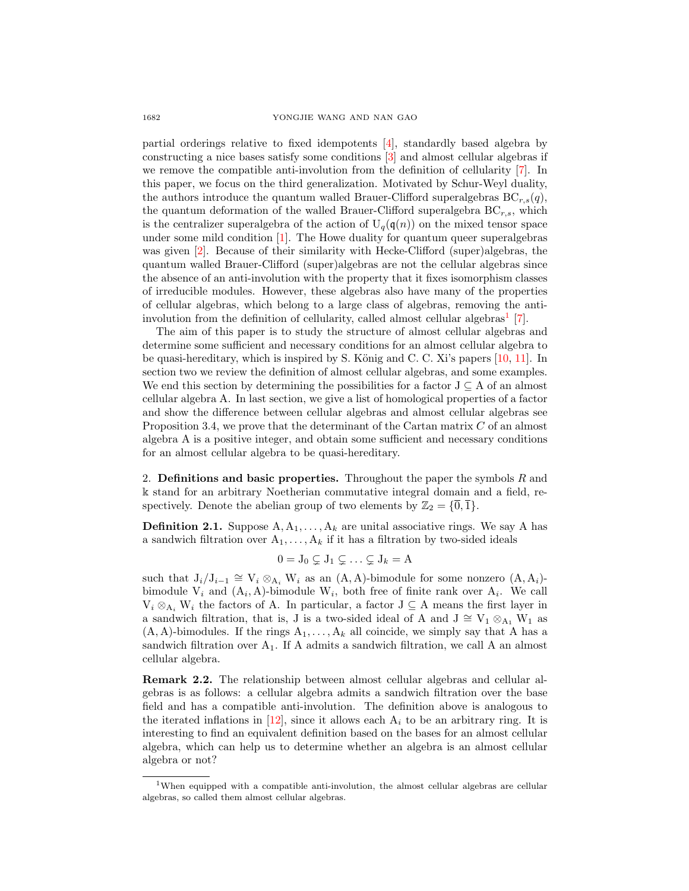partial orderings relative to fixed idempotents [4], standardly based algebra by constructing a nice bases satisfy some conditions [3] and almost cellular algebras if we remove the compatible anti-involution from the definition of cellularity [7]. In this paper, we focus on the third generalization. Motivated by Schur-Weyl duality, the authors introduce the quantum walled Brauer-Clifford superalgebras $\mathrm{BC}_{r,s}(q)$, the quantum deformation of the walled Brauer-Clifford superalgebra $\mathrm{BC}_{r,s}$, which is the centralizer superalgebra of the action of $\mathrm{U}_q(\mathfrak{q}(n))$ on the mixed tensor space under some mild condition [1]. The Howe duality for quantum queer superalgebras was given [2]. Because of their similarity with Hecke-Clifford (super)algebras, the quantum walled Brauer-Clifford (super)algebras are not the cellular algebras since the absence of an anti-involution with the property that it fixes isomorphism classes of irreducible modules. However, these algebras also have many of the properties of cellular algebras, which belong to a large class of algebras, removing the anti-involution from the definition of cellularity, called almost cellular algebras[1] [7].

The aim of this paper is to study the structure of almost cellular algebras and determine some sufficient and necessary conditions for an almost cellular algebra to be quasi-hereditary, which is inspired by S. König and C. C. Xi's papers [10, 11]. In section two we review the definition of almost cellular algebras, and some examples. We end this section by determining the possibilities for a factor $\mathrm{J} \subseteq \mathrm{A}$ of an almost cellular algebra A. In last section, we give a list of homological properties of a factor and show the difference between cellular algebras and almost cellular algebras see Proposition 3.4, we prove that the determinant of the Cartan matrix $C$ of an almost algebra A is a positive integer, and obtain some sufficient and necessary conditions for an almost cellular algebra to be quasi-hereditary.

## 2. Definitions and basic properties.

Throughout the paper the symbols $R$ and $\Bbbk$ stand for an arbitrary Noetherian commutative integral domain and a field, respectively. Denote the abelian group of two elements by $\mathbb{Z}_2 = \{\overline{0}, \overline{1}\}$.

**Definition 2.1.** Suppose $\mathrm{A}, \mathrm{A}_1, \ldots, \mathrm{A}_k$ are unital associative rings. We say A has a sandwich filtration over $\mathrm{A}_1, \ldots, \mathrm{A}_k$ if it has a filtration by two-sided ideals

$$0 = \mathrm{J}_0 \subsetneq \mathrm{J}_1 \subsetneq \ldots \subsetneq \mathrm{J}_k = \mathrm{A}$$

such that $\mathrm{J}_i/\mathrm{J}_{i-1} \cong \mathrm{V}_i \otimes_{\mathrm{A}_i} \mathrm{W}_i$ as an $(\mathrm{A}, \mathrm{A})$-bimodule for some nonzero $(\mathrm{A}, \mathrm{A}_i)$-bimodule $\mathrm{V}_i$ and $(\mathrm{A}_i, \mathrm{A})$-bimodule $\mathrm{W}_i$, both free of finite rank over $\mathrm{A}_i$. We call $\mathrm{V}_i \otimes_{\mathrm{A}_i} \mathrm{W}_i$ the factors of A. In particular, a factor $\mathrm{J} \subseteq \mathrm{A}$ means the first layer in a sandwich filtration, that is, J is a two-sided ideal of A and $\mathrm{J} \cong \mathrm{V}_1 \otimes_{\mathrm{A}_1} \mathrm{W}_1$ as $(\mathrm{A}, \mathrm{A})$-bimodules. If the rings $\mathrm{A}_1, \ldots, \mathrm{A}_k$ all coincide, we simply say that A has a sandwich filtration over $\mathrm{A}_1$. If A admits a sandwich filtration, we call A an almost cellular algebra.

**Remark 2.2.** The relationship between almost cellular algebras and cellular algebras is as follows: a cellular algebra admits a sandwich filtration over the base field and has a compatible anti-involution. The definition above is analogous to the iterated inflations in [12], since it allows each $\mathrm{A}_i$ to be an arbitrary ring. It is interesting to find an equivalent definition based on the bases for an almost cellular algebra, which can help us to determine whether an algebra is an almost cellular algebra or not?

[1] When equipped with a compatible anti-involution, the almost cellular algebras are cellular algebras, so called them almost cellular algebras.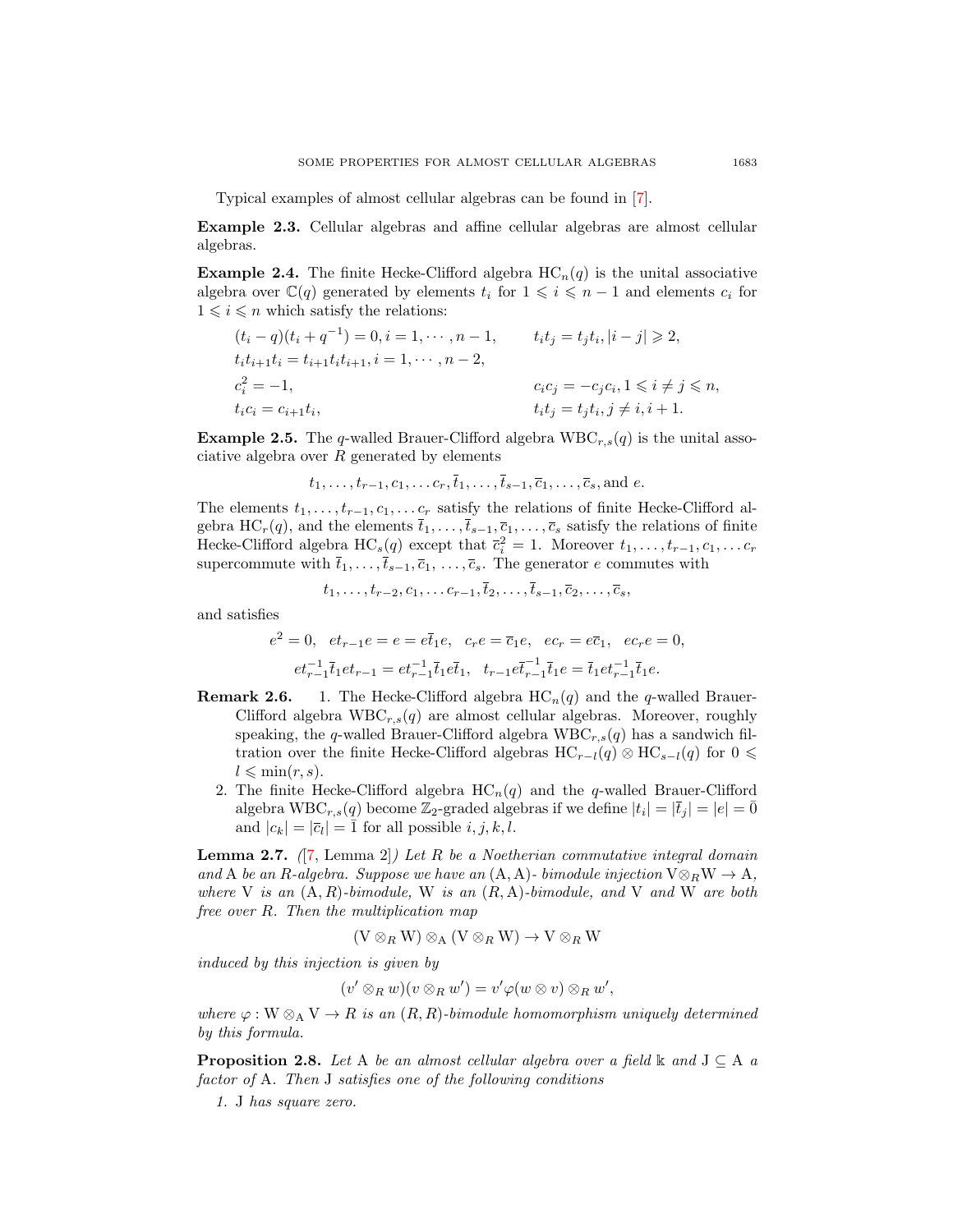Typical examples of almost cellular algebras can be found in [7].

**Example 2.3.** Cellular algebras and affine cellular algebras are almost cellular algebras.

**Example 2.4.** The finite Hecke-Clifford algebra $\mathrm{HC}_n(q)$ is the unital associative algebra over $\mathbb{C}(q)$ generated by elements $t_i$ for $1 \leqslant i \leqslant n-1$ and elements $c_i$ for $1 \leqslant i \leqslant n$ which satisfy the relations:

$$
\begin{aligned}
&(t_i - q)(t_i + q^{-1}) = 0, i = 1, \cdots, n-1, && t_i t_j = t_j t_i, |i-j| \geqslant 2,\\
&t_i t_{i+1} t_i = t_{i+1} t_i t_{i+1}, i = 1, \cdots, n-2, && \\
&c_i^2 = -1, && c_i c_j = -c_j c_i, 1 \leqslant i \neq j \leqslant n,\\
&t_i c_i = c_{i+1} t_i, && t_i t_j = t_j t_i, j \neq i, i+1.
\end{aligned}
$$

**Example 2.5.** The $q$-walled Brauer-Clifford algebra $\mathrm{WBC}_{r,s}(q)$ is the unital associative algebra over $R$ generated by elements

$$t_1, \ldots, t_{r-1}, c_1, \ldots c_r, \bar{t}_1, \ldots, \bar{t}_{s-1}, \bar{c}_1, \ldots, \bar{c}_s, \text{and } e.$$

The elements $t_1, \ldots, t_{r-1}, c_1, \ldots c_r$ satisfy the relations of finite Hecke-Clifford algebra $\mathrm{HC}_r(q)$, and the elements $\bar{t}_1, \ldots, \bar{t}_{s-1}, \bar{c}_1, \ldots, \bar{c}_s$ satisfy the relations of finite Hecke-Clifford algebra $\mathrm{HC}_s(q)$ except that $\bar{c}_i^2 = 1$. Moreover $t_1, \ldots, t_{r-1}, c_1, \ldots c_r$ supercommute with $\bar{t}_1, \ldots, \bar{t}_{s-1}, \bar{c}_1, \ldots, \bar{c}_s$. The generator $e$ commutes with

$$t_1, \ldots, t_{r-2}, c_1, \ldots c_{r-1}, \bar{t}_2, \ldots, \bar{t}_{s-1}, \bar{c}_2, \ldots, \bar{c}_s,$$

and satisfies

$$
\begin{aligned}
&e^2 = 0, \quad e t_{r-1} e = e = e \bar{t}_1 e, \quad c_r e = \bar{c}_1 e, \quad e c_r = e \bar{c}_1, \quad e c_r e = 0,\\
&e t_{r-1}^{-1} \bar{t}_1 e t_{r-1} = e t_{r-1}^{-1} \bar{t}_1 e \bar{t}_1, \quad t_{r-1} e \bar{t}_{r-1}^{-1} \bar{t}_1 e = \bar{t}_1 e t_{r-1}^{-1} \bar{t}_1 e.
\end{aligned}
$$

**Remark 2.6.**

1. The Hecke-Clifford algebra $\mathrm{HC}_n(q)$ and the $q$-walled Brauer-Clifford algebra $\mathrm{WBC}_{r,s}(q)$ are almost cellular algebras. Moreover, roughly speaking, the $q$-walled Brauer-Clifford algebra $\mathrm{WBC}_{r,s}(q)$ has a sandwich filtration over the finite Hecke-Clifford algebras $\mathrm{HC}_{r-l}(q) \otimes \mathrm{HC}_{s-l}(q)$ for $0 \leqslant l \leqslant \min(r,s)$.
2. The finite Hecke-Clifford algebra $\mathrm{HC}_n(q)$ and the $q$-walled Brauer-Clifford algebra $\mathrm{WBC}_{r,s}(q)$ become $\mathbb{Z}_2$-graded algebras if we define $|t_i| = |\bar{t}_j| = |e| = \bar{0}$ and $|c_k| = |\bar{c}_l| = \bar{1}$ for all possible $i, j, k, l$.

**Lemma 2.7.** *([7, Lemma 2]) Let $R$ be a Noetherian commutative integral domain and* $\mathrm{A}$ *be an $R$-algebra. Suppose we have an $(\mathrm{A},\mathrm{A})$- bimodule injection $\mathrm{V} \otimes_R \mathrm{W} \to \mathrm{A}$, where* $\mathrm{V}$ *is an $(\mathrm{A}, R)$-bimodule,* $\mathrm{W}$ *is an $(R, \mathrm{A})$-bimodule, and* $\mathrm{V}$ *and* $\mathrm{W}$ *are both free over $R$. Then the multiplication map*

$$(\mathrm{V} \otimes_R \mathrm{W}) \otimes_{\mathrm{A}} (\mathrm{V} \otimes_R \mathrm{W}) \to \mathrm{V} \otimes_R \mathrm{W}$$

*induced by this injection is given by*

$$(v' \otimes_R w)(v \otimes_R w') = v' \varphi(w \otimes v) \otimes_R w',$$

*where $\varphi : \mathrm{W} \otimes_{\mathrm{A}} \mathrm{V} \to R$ is an $(R,R)$-bimodule homomorphism uniquely determined by this formula.*

**Proposition 2.8.** *Let* $\mathrm{A}$ *be an almost cellular algebra over a field $\Bbbk$ and $\mathrm{J} \subseteq \mathrm{A}$ a factor of* $\mathrm{A}$*. Then* $\mathrm{J}$ *satisfies one of the following conditions*

1. $\mathrm{J}$ *has square zero.*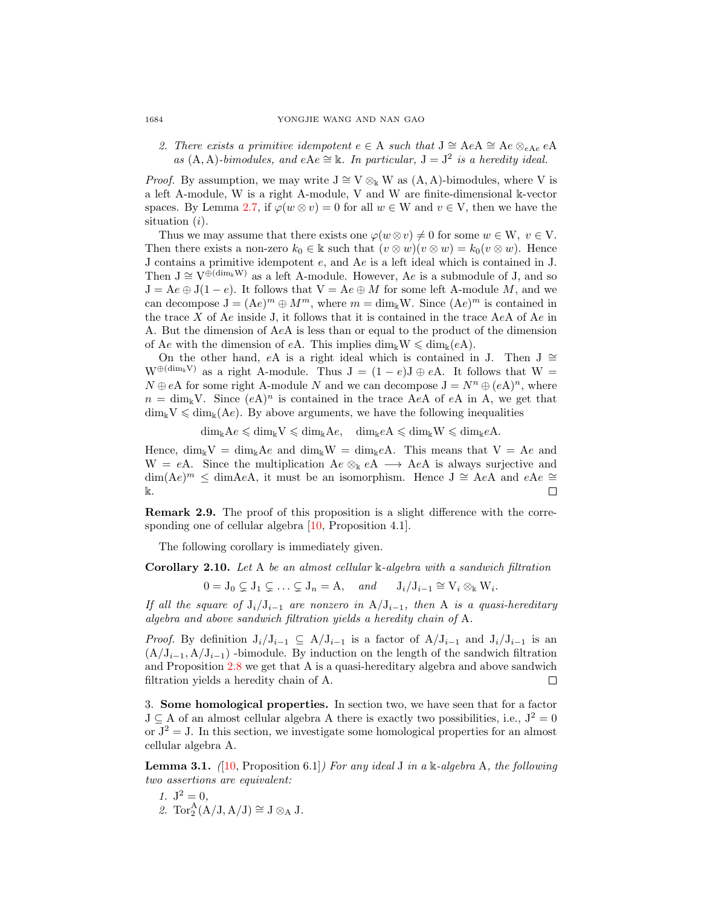2. *There exists a primitive idempotent $e \in \mathrm{A}$ such that $\mathrm{J} \cong \mathrm{A}e\mathrm{A} \cong \mathrm{A}e \otimes_{e\mathrm{A}e} e\mathrm{A}$ as $(\mathrm{A}, \mathrm{A})$-bimodules, and $e\mathrm{A}e \cong \mathbb{k}$. In particular, $\mathrm{J} = \mathrm{J}^2$ is a heredity ideal.*

*Proof.* By assumption, we may write $\mathrm{J} \cong \mathrm{V} \otimes_{\mathbb{k}} \mathrm{W}$ as $(\mathrm{A}, \mathrm{A})$-bimodules, where V is a left A-module, W is a right A-module, V and W are finite-dimensional $\mathbb{k}$-vector spaces. By Lemma 2.7, if $\varphi(w \otimes v) = 0$ for all $w \in \mathrm{W}$ and $v \in \mathrm{V}$, then we have the situation $(i)$.

Thus we may assume that there exists one $\varphi(w \otimes v) \neq 0$ for some $w \in \mathrm{W},\ v \in \mathrm{V}$. Then there exists a non-zero $k_0 \in \mathbb{k}$ such that $(v \otimes w)(v \otimes w) = k_0(v \otimes w)$. Hence J contains a primitive idempotent $e$, and $\mathrm{A}e$ is a left ideal which is contained in J. Then $\mathrm{J} \cong \mathrm{V}^{\oplus(\dim_{\mathbb{k}}\mathrm{W})}$ as a left A-module. However, $\mathrm{A}e$ is a submodule of J, and so $\mathrm{J} = \mathrm{A}e \oplus \mathrm{J}(1-e)$. It follows that $\mathrm{V} = \mathrm{A}e \oplus M$ for some left A-module $M$, and we can decompose $\mathrm{J} = (\mathrm{A}e)^m \oplus M^m$, where $m = \dim_{\mathbb{k}}\mathrm{W}$. Since $(\mathrm{A}e)^m$ is contained in the trace $X$ of $\mathrm{A}e$ inside J, it follows that it is contained in the trace $\mathrm{A}e\mathrm{A}$ of $\mathrm{A}e$ in A. But the dimension of $\mathrm{A}e\mathrm{A}$ is less than or equal to the product of the dimension of $\mathrm{A}e$ with the dimension of $e\mathrm{A}$. This implies $\dim_{\mathbb{k}}\mathrm{W} \leqslant \dim_{\mathbb{k}}(e\mathrm{A})$.

On the other hand, $e\mathrm{A}$ is a right ideal which is contained in J. Then $\mathrm{J} \cong \mathrm{W}^{\oplus(\dim_{\mathbb{k}}\mathrm{V})}$ as a right A-module. Thus $\mathrm{J} = (1-e)\mathrm{J} \oplus e\mathrm{A}$. It follows that $\mathrm{W} = N \oplus e\mathrm{A}$ for some right A-module $N$ and we can decompose $\mathrm{J} = N^n \oplus (e\mathrm{A})^n$, where $n = \dim_{\mathbb{k}}\mathrm{V}$. Since $(e\mathrm{A})^n$ is contained in the trace $\mathrm{A}e\mathrm{A}$ of $e\mathrm{A}$ in A, we get that $\dim_{\mathbb{k}}\mathrm{V} \leqslant \dim_{\mathbb{k}}(\mathrm{A}e)$. By above arguments, we have the following inequalities

$$\dim_{\mathbb{k}}\mathrm{A}e \leqslant \dim_{\mathbb{k}}\mathrm{V} \leqslant \dim_{\mathbb{k}}\mathrm{A}e, \quad \dim_{\mathbb{k}}e\mathrm{A} \leqslant \dim_{\mathbb{k}}\mathrm{W} \leqslant \dim_{\mathbb{k}}e\mathrm{A}.$$

Hence, $\dim_{\mathbb{k}}\mathrm{V} = \dim_{\mathbb{k}}\mathrm{A}e$ and $\dim_{\mathbb{k}}\mathrm{W} = \dim_{\mathbb{k}}e\mathrm{A}$. This means that $\mathrm{V} = \mathrm{A}e$ and $\mathrm{W} = e\mathrm{A}$. Since the multiplication $\mathrm{A}e \otimes_{\mathbb{k}} e\mathrm{A} \longrightarrow \mathrm{A}e\mathrm{A}$ is always surjective and $\dim(\mathrm{A}e)^m \leq \dim \mathrm{A}e\mathrm{A}$, it must be an isomorphism. Hence $\mathrm{J} \cong \mathrm{A}e\mathrm{A}$ and $e\mathrm{A}e \cong \mathbb{k}$. ∎

**Remark 2.9.** The proof of this proposition is a slight difference with the corresponding one of cellular algebra [10, Proposition 4.1].

The following corollary is immediately given.

**Corollary 2.10.** *Let A be an almost cellular $\mathbb{k}$-algebra with a sandwich filtration*

$$0 = \mathrm{J}_0 \subsetneq \mathrm{J}_1 \subsetneq \ldots \subsetneq \mathrm{J}_n = \mathrm{A}, \quad \text{and} \quad \mathrm{J}_i/\mathrm{J}_{i-1} \cong \mathrm{V}_i \otimes_{\mathbb{k}} \mathrm{W}_i.$$

*If all the square of $\mathrm{J}_i/\mathrm{J}_{i-1}$ are nonzero in $\mathrm{A}/\mathrm{J}_{i-1}$, then A is a quasi-hereditary algebra and above sandwich filtration yields a heredity chain of A.*

*Proof.* By definition $\mathrm{J}_i/\mathrm{J}_{i-1} \subseteq \mathrm{A}/\mathrm{J}_{i-1}$ is a factor of $\mathrm{A}/\mathrm{J}_{i-1}$ and $\mathrm{J}_i/\mathrm{J}_{i-1}$ is an $(\mathrm{A}/\mathrm{J}_{i-1}, \mathrm{A}/\mathrm{J}_{i-1})$ -bimodule. By induction on the length of the sandwich filtration and Proposition 2.8 we get that A is a quasi-hereditary algebra and above sandwich filtration yields a heredity chain of A. ∎

3. **Some homological properties.** In section two, we have seen that for a factor $\mathrm{J} \subseteq \mathrm{A}$ of an almost cellular algebra A there is exactly two possibilities, i.e., $\mathrm{J}^2 = 0$ or $\mathrm{J}^2 = \mathrm{J}$. In this section, we investigate some homological properties for an almost cellular algebra A.

**Lemma 3.1.** *([10, Proposition 6.1]) For any ideal J in a $\mathbb{k}$-algebra A, the following two assertions are equivalent:*

1. $\mathrm{J}^2 = 0$,
2. $\mathrm{Tor}_2^{\mathrm{A}}(\mathrm{A}/\mathrm{J}, \mathrm{A}/\mathrm{J}) \cong \mathrm{J} \otimes_{\mathrm{A}} \mathrm{J}$.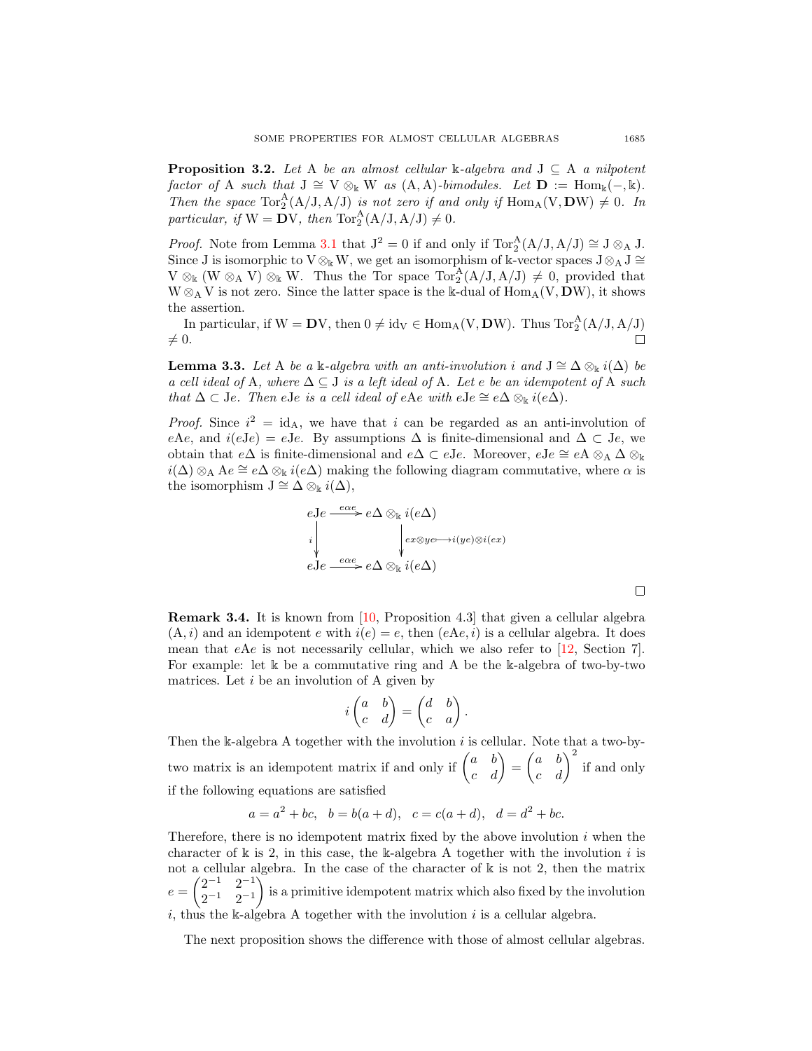**Proposition 3.2.** *Let* $\mathrm{A}$ *be an almost cellular* $\Bbbk$*-algebra and* $\mathrm{J} \subseteq \mathrm{A}$ *a nilpotent factor of* $\mathrm{A}$ *such that* $\mathrm{J} \cong \mathrm{V} \otimes_{\Bbbk} \mathrm{W}$ *as* $(\mathrm{A}, \mathrm{A})$*-bimodules. Let* $\mathbf{D} := \mathrm{Hom}_{\Bbbk}(-, \Bbbk)$*. Then the space* $\mathrm{Tor}_2^{\mathrm{A}}(\mathrm{A}/\mathrm{J}, \mathrm{A}/\mathrm{J})$ *is not zero if and only if* $\mathrm{Hom}_{\mathrm{A}}(\mathrm{V}, \mathbf{D}\mathrm{W}) \neq 0$*. In particular, if* $\mathrm{W} = \mathbf{D}\mathrm{V}$*, then* $\mathrm{Tor}_2^{\mathrm{A}}(\mathrm{A}/\mathrm{J}, \mathrm{A}/\mathrm{J}) \neq 0$*.*

*Proof.* Note from Lemma 3.1 that $\mathrm{J}^2 = 0$ if and only if $\mathrm{Tor}_2^{\mathrm{A}}(\mathrm{A}/\mathrm{J}, \mathrm{A}/\mathrm{J}) \cong \mathrm{J} \otimes_{\mathrm{A}} \mathrm{J}$. Since $\mathrm{J}$ is isomorphic to $\mathrm{V} \otimes_{\Bbbk} \mathrm{W}$, we get an isomorphism of $\Bbbk$-vector spaces $\mathrm{J} \otimes_{\mathrm{A}} \mathrm{J} \cong \mathrm{V} \otimes_{\Bbbk} (\mathrm{W} \otimes_{\mathrm{A}} \mathrm{V}) \otimes_{\Bbbk} \mathrm{W}$. Thus the Tor space $\mathrm{Tor}_2^{\mathrm{A}}(\mathrm{A}/\mathrm{J}, \mathrm{A}/\mathrm{J}) \neq 0$, provided that $\mathrm{W} \otimes_{\mathrm{A}} \mathrm{V}$ is not zero. Since the latter space is the $\Bbbk$-dual of $\mathrm{Hom}_{\mathrm{A}}(\mathrm{V}, \mathbf{D}\mathrm{W})$, it shows the assertion.

In particular, if $\mathrm{W} = \mathbf{D}\mathrm{V}$, then $0 \neq \mathrm{id}_{\mathrm{V}} \in \mathrm{Hom}_{\mathrm{A}}(\mathrm{V}, \mathbf{D}\mathrm{W})$. Thus $\mathrm{Tor}_2^{\mathrm{A}}(\mathrm{A}/\mathrm{J}, \mathrm{A}/\mathrm{J}) \neq 0$. □

**Lemma 3.3.** *Let* $\mathrm{A}$ *be a* $\Bbbk$*-algebra with an anti-involution* $i$ *and* $\mathrm{J} \cong \Delta \otimes_{\Bbbk} i(\Delta)$ *be a cell ideal of* $\mathrm{A}$*, where* $\Delta \subseteq \mathrm{J}$ *is a left ideal of* $\mathrm{A}$*. Let* $e$ *be an idempotent of* $\mathrm{A}$ *such that* $\Delta \subset \mathrm{J}e$*. Then* $e\mathrm{J}e$ *is a cell ideal of* $e\mathrm{A}e$ *with* $e\mathrm{J}e \cong e\Delta \otimes_{\Bbbk} i(e\Delta)$*.*

*Proof.* Since $i^2 = \mathrm{id}_{\mathrm{A}}$, we have that $i$ can be regarded as an anti-involution of $e\mathrm{A}e$, and $i(e\mathrm{J}e) = e\mathrm{J}e$. By assumptions $\Delta$ is finite-dimensional and $\Delta \subset \mathrm{J}e$, we obtain that $e\Delta$ is finite-dimensional and $e\Delta \subset e\mathrm{J}e$. Moreover, $e\mathrm{J}e \cong e\mathrm{A} \otimes_{\mathrm{A}} \Delta \otimes_{\Bbbk} i(\Delta) \otimes_{\mathrm{A}} \mathrm{A}e \cong e\Delta \otimes_{\Bbbk} i(e\Delta)$ making the following diagram commutative, where $\alpha$ is the isomorphism $\mathrm{J} \cong \Delta \otimes_{\Bbbk} i(\Delta)$,

$$
\begin{array}{ccc}
e\mathrm{J}e & \xrightarrow{e\alpha e} & e\Delta \otimes_{\Bbbk} i(e\Delta) \\
\Big\downarrow{\scriptstyle i} & & \Big\downarrow{\scriptstyle ex \otimes ye \longmapsto i(ye) \otimes i(ex)} \\
e\mathrm{J}e & \xrightarrow{e\alpha e} & e\Delta \otimes_{\Bbbk} i(e\Delta)
\end{array}
$$

□

**Remark 3.4.** It is known from [10, Proposition 4.3] that given a cellular algebra $(\mathrm{A}, i)$ and an idempotent $e$ with $i(e) = e$, then $(e\mathrm{A}e, i)$ is a cellular algebra. It does mean that $e\mathrm{A}e$ is not necessarily cellular, which we also refer to [12, Section 7]. For example: let $\Bbbk$ be a commutative ring and $\mathrm{A}$ be the $\Bbbk$-algebra of two-by-two matrices. Let $i$ be an involution of $\mathrm{A}$ given by

$$
i \begin{pmatrix} a & b \\ c & d \end{pmatrix} = \begin{pmatrix} d & b \\ c & a \end{pmatrix}.
$$

Then the $\Bbbk$-algebra $\mathrm{A}$ together with the involution $i$ is cellular. Note that a two-by-two matrix is an idempotent matrix if and only if $\begin{pmatrix} a & b \\ c & d \end{pmatrix} = \begin{pmatrix} a & b \\ c & d \end{pmatrix}^2$ if and only if the following equations are satisfied

$$
a = a^2 + bc, \quad b = b(a + d), \quad c = c(a + d), \quad d = d^2 + bc.
$$

Therefore, there is no idempotent matrix fixed by the above involution $i$ when the character of $\Bbbk$ is 2, in this case, the $\Bbbk$-algebra $\mathrm{A}$ together with the involution $i$ is not a cellular algebra. In the case of the character of $\Bbbk$ is not 2, then the matrix $e = \begin{pmatrix} 2^{-1} & 2^{-1} \\ 2^{-1} & 2^{-1} \end{pmatrix}$ is a primitive idempotent matrix which also fixed by the involution $i$, thus the $\Bbbk$-algebra $\mathrm{A}$ together with the involution $i$ is a cellular algebra.

The next proposition shows the difference with those of almost cellular algebras.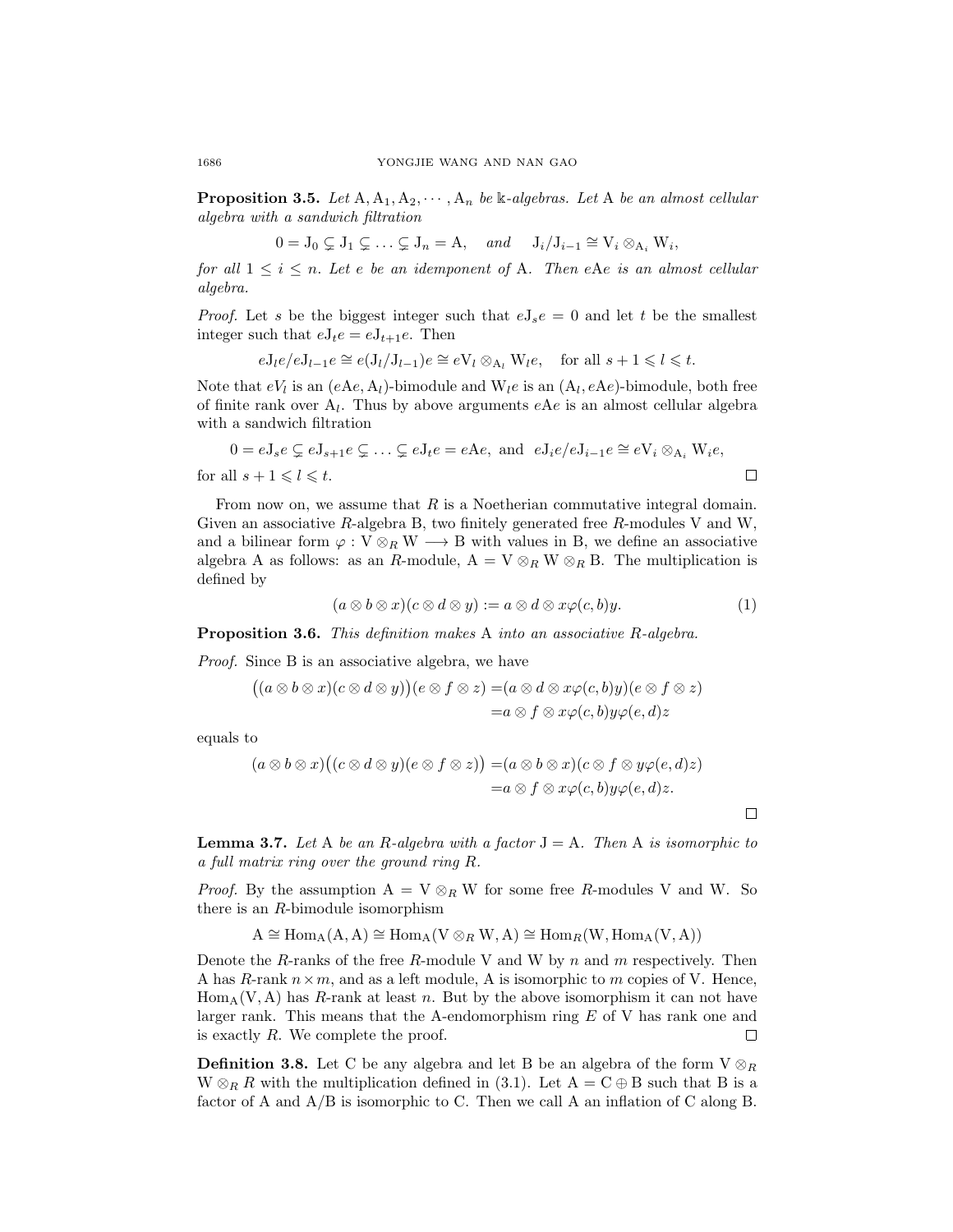**Proposition 3.5.** *Let* $\mathrm{A}, \mathrm{A}_1, \mathrm{A}_2, \cdots, \mathrm{A}_n$ *be* $\Bbbk$*-algebras. Let* $\mathrm{A}$ *be an almost cellular algebra with a sandwich filtration*

$$0 = \mathrm{J}_0 \subsetneq \mathrm{J}_1 \subsetneq \ldots \subsetneq \mathrm{J}_n = \mathrm{A}, \quad \textit{and} \quad \mathrm{J}_i/\mathrm{J}_{i-1} \cong \mathrm{V}_i \otimes_{\mathrm{A}_i} \mathrm{W}_i,$$

*for all* $1 \leq i \leq n$*. Let* $e$ *be an idemponent of* $\mathrm{A}$*. Then* $e\mathrm{A}e$ *is an almost cellular algebra.*

*Proof.* Let $s$ be the biggest integer such that $e\mathrm{J}_s e = 0$ and let $t$ be the smallest integer such that $e\mathrm{J}_t e = e\mathrm{J}_{t+1} e$. Then

$$e\mathrm{J}_l e/e\mathrm{J}_{l-1} e \cong e(\mathrm{J}_l/\mathrm{J}_{l-1})e \cong eV_l \otimes_{\mathrm{A}_l} \mathrm{W}_l e, \quad \text{for all } s+1 \leqslant l \leqslant t.$$

Note that $eV_l$ is an $(e\mathrm{A}e, \mathrm{A}_l)$-bimodule and $\mathrm{W}_l e$ is an $(\mathrm{A}_l, e\mathrm{A}e)$-bimodule, both free of finite rank over $\mathrm{A}_l$. Thus by above arguments $eAe$ is an almost cellular algebra with a sandwich filtration

$$0 = e\mathrm{J}_s e \subsetneq e\mathrm{J}_{s+1} e \subsetneq \ldots \subsetneq e\mathrm{J}_t e = e\mathrm{A}e, \text{ and } e\mathrm{J}_i e/e\mathrm{J}_{i-1} e \cong e\mathrm{V}_i \otimes_{\mathrm{A}_i} \mathrm{W}_i e,$$

for all $s+1 \leqslant l \leqslant t$. $\square$

From now on, we assume that $R$ is a Noetherian commutative integral domain. Given an associative $R$-algebra $\mathrm{B}$, two finitely generated free $R$-modules $\mathrm{V}$ and $\mathrm{W}$, and a bilinear form $\varphi : \mathrm{V} \otimes_R \mathrm{W} \longrightarrow \mathrm{B}$ with values in $\mathrm{B}$, we define an associative algebra $\mathrm{A}$ as follows: as an $R$-module, $\mathrm{A} = \mathrm{V} \otimes_R \mathrm{W} \otimes_R \mathrm{B}$. The multiplication is defined by

$$(a \otimes b \otimes x)(c \otimes d \otimes y) := a \otimes d \otimes x\varphi(c, b)y. \tag{1}$$

**Proposition 3.6.** *This definition makes* $\mathrm{A}$ *into an associative* $R$*-algebra.*

*Proof.* Since $\mathrm{B}$ is an associative algebra, we have

$$\begin{aligned}\big((a \otimes b \otimes x)(c \otimes d \otimes y)\big)(e \otimes f \otimes z) =&(a \otimes d \otimes x\varphi(c, b)y)(e \otimes f \otimes z)\\ =&a \otimes f \otimes x\varphi(c, b)y\varphi(e, d)z\end{aligned}$$

equals to

$$\begin{aligned}(a \otimes b \otimes x)\big((c \otimes d \otimes y)(e \otimes f \otimes z)\big) =&(a \otimes b \otimes x)(c \otimes f \otimes y\varphi(e, d)z)\\ =&a \otimes f \otimes x\varphi(c, b)y\varphi(e, d)z.\end{aligned}$$

$\square$

**Lemma 3.7.** *Let* $\mathrm{A}$ *be an* $R$*-algebra with a factor* $\mathrm{J} = \mathrm{A}$*. Then* $\mathrm{A}$ *is isomorphic to a full matrix ring over the ground ring* $R$*.*

*Proof.* By the assumption $\mathrm{A} = \mathrm{V} \otimes_R \mathrm{W}$ for some free $R$-modules $\mathrm{V}$ and $\mathrm{W}$. So there is an $R$-bimodule isomorphism

$$\mathrm{A} \cong \mathrm{Hom}_{\mathrm{A}}(\mathrm{A}, \mathrm{A}) \cong \mathrm{Hom}_{\mathrm{A}}(\mathrm{V} \otimes_R \mathrm{W}, \mathrm{A}) \cong \mathrm{Hom}_R(\mathrm{W}, \mathrm{Hom}_{\mathrm{A}}(\mathrm{V}, \mathrm{A}))$$

Denote the $R$-ranks of the free $R$-module $\mathrm{V}$ and $\mathrm{W}$ by $n$ and $m$ respectively. Then $\mathrm{A}$ has $R$-rank $n \times m$, and as a left module, $\mathrm{A}$ is isomorphic to $m$ copies of $\mathrm{V}$. Hence, $\mathrm{Hom}_{\mathrm{A}}(\mathrm{V}, \mathrm{A})$ has $R$-rank at least $n$. But by the above isomorphism it can not have larger rank. This means that the $\mathrm{A}$-endomorphism ring $E$ of $\mathrm{V}$ has rank one and is exactly $R$. We complete the proof. $\square$

**Definition 3.8.** Let $\mathrm{C}$ be any algebra and let $\mathrm{B}$ be an algebra of the form $\mathrm{V} \otimes_R \mathrm{W} \otimes_R R$ with the multiplication defined in (3.1). Let $\mathrm{A} = \mathrm{C} \oplus \mathrm{B}$ such that $\mathrm{B}$ is a factor of $\mathrm{A}$ and $\mathrm{A}/\mathrm{B}$ is isomorphic to $\mathrm{C}$. Then we call $\mathrm{A}$ an inflation of $\mathrm{C}$ along $\mathrm{B}$.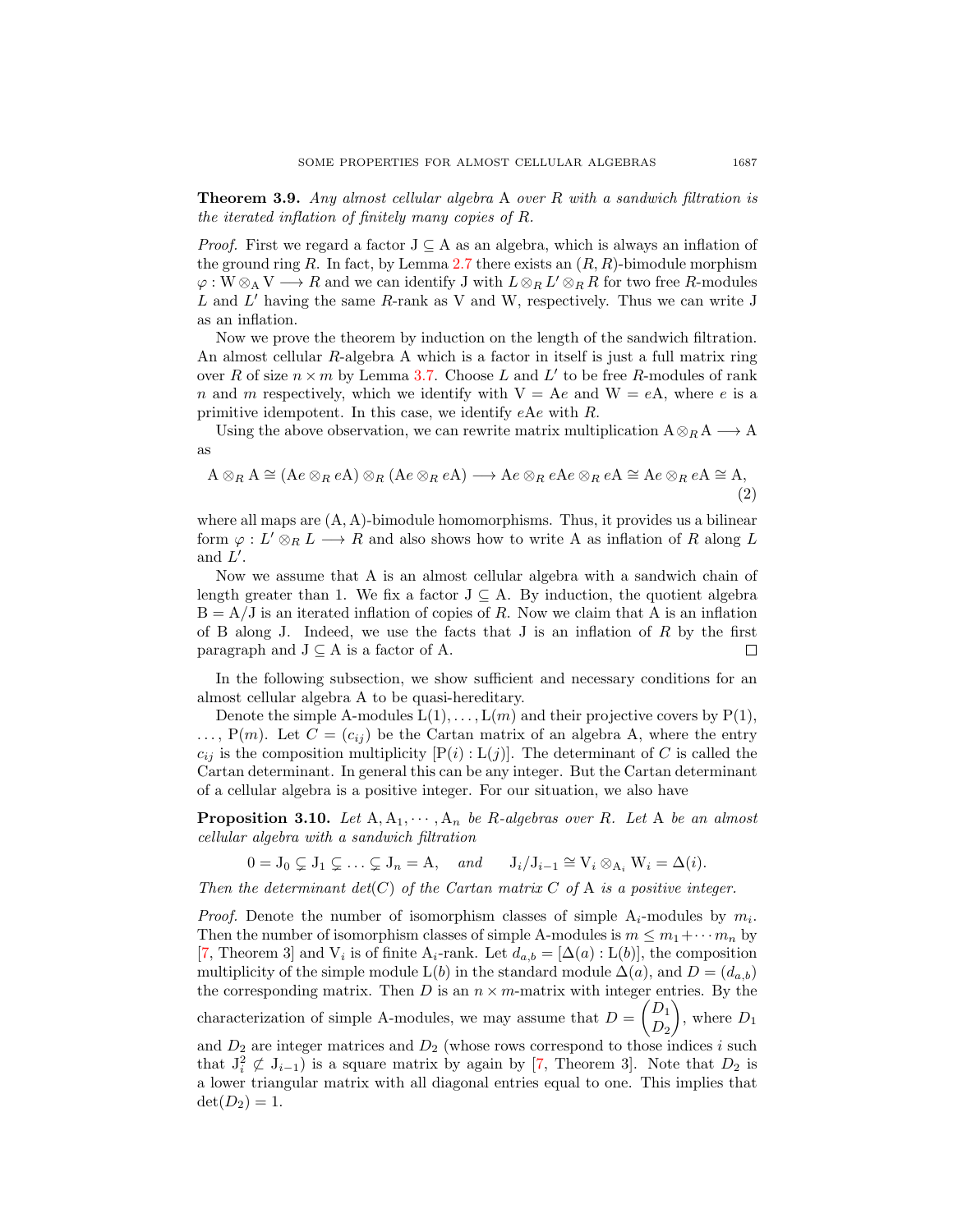**Theorem 3.9.** *Any almost cellular algebra* $\mathrm{A}$ *over* $R$ *with a sandwich filtration is the iterated inflation of finitely many copies of* $R$*.*

*Proof.* First we regard a factor $\mathrm{J} \subseteq \mathrm{A}$ as an algebra, which is always an inflation of the ground ring $R$. In fact, by Lemma 2.7 there exists an $(R, R)$-bimodule morphism $\varphi : \mathrm{W} \otimes_{\mathrm{A}} \mathrm{V} \longrightarrow R$ and we can identify $\mathrm{J}$ with $L \otimes_R L' \otimes_R R$ for two free $R$-modules $L$ and $L'$ having the same $R$-rank as $\mathrm{V}$ and $\mathrm{W}$, respectively. Thus we can write $\mathrm{J}$ as an inflation.

Now we prove the theorem by induction on the length of the sandwich filtration. An almost cellular $R$-algebra $\mathrm{A}$ which is a factor in itself is just a full matrix ring over $R$ of size $n \times m$ by Lemma 3.7. Choose $L$ and $L'$ to be free $R$-modules of rank $n$ and $m$ respectively, which we identify with $\mathrm{V} = \mathrm{A}e$ and $\mathrm{W} = e\mathrm{A}$, where $e$ is a primitive idempotent. In this case, we identify $e\mathrm{A}e$ with $R$.

Using the above observation, we can rewrite matrix multiplication $\mathrm{A} \otimes_R \mathrm{A} \longrightarrow \mathrm{A}$ as

$$\mathrm{A} \otimes_R \mathrm{A} \cong (\mathrm{A}e \otimes_R e\mathrm{A}) \otimes_R (\mathrm{A}e \otimes_R e\mathrm{A}) \longrightarrow \mathrm{A}e \otimes_R e\mathrm{A}e \otimes_R e\mathrm{A} \cong \mathrm{A}e \otimes_R e\mathrm{A} \cong \mathrm{A}, \tag{2}$$

where all maps are $(\mathrm{A}, \mathrm{A})$-bimodule homomorphisms. Thus, it provides us a bilinear form $\varphi : L' \otimes_R L \longrightarrow R$ and also shows how to write $\mathrm{A}$ as inflation of $R$ along $L$ and $L'$.

Now we assume that $\mathrm{A}$ is an almost cellular algebra with a sandwich chain of length greater than 1. We fix a factor $\mathrm{J} \subseteq \mathrm{A}$. By induction, the quotient algebra $\mathrm{B} = \mathrm{A}/\mathrm{J}$ is an iterated inflation of copies of $R$. Now we claim that $\mathrm{A}$ is an inflation of $\mathrm{B}$ along $\mathrm{J}$. Indeed, we use the facts that $\mathrm{J}$ is an inflation of $R$ by the first paragraph and $\mathrm{J} \subseteq \mathrm{A}$ is a factor of $\mathrm{A}$. $\square$

In the following subsection, we show sufficient and necessary conditions for an almost cellular algebra $\mathrm{A}$ to be quasi-hereditary.

Denote the simple $\mathrm{A}$-modules $\mathrm{L}(1), \ldots, \mathrm{L}(m)$ and their projective covers by $\mathrm{P}(1), \ldots, \mathrm{P}(m)$. Let $C = (c_{ij})$ be the Cartan matrix of an algebra $\mathrm{A}$, where the entry $c_{ij}$ is the composition multiplicity $[\mathrm{P}(i) : \mathrm{L}(j)]$. The determinant of $C$ is called the Cartan determinant. In general this can be any integer. But the Cartan determinant of a cellular algebra is a positive integer. For our situation, we also have

**Proposition 3.10.** *Let* $\mathrm{A}, \mathrm{A}_1, \cdots, \mathrm{A}_n$ *be* $R$*-algebras over* $R$*. Let* $\mathrm{A}$ *be an almost cellular algebra with a sandwich filtration*

$$0 = \mathrm{J}_0 \subsetneq \mathrm{J}_1 \subsetneq \ldots \subsetneq \mathrm{J}_n = \mathrm{A}, \quad \text{and} \quad \mathrm{J}_i/\mathrm{J}_{i-1} \cong \mathrm{V}_i \otimes_{\mathrm{A}_i} \mathrm{W}_i = \Delta(i).$$

*Then the determinant* $det(C)$ *of the Cartan matrix* $C$ *of* $\mathrm{A}$ *is a positive integer.*

*Proof.* Denote the number of isomorphism classes of simple $\mathrm{A}_i$-modules by $m_i$. Then the number of isomorphism classes of simple $\mathrm{A}$-modules is $m \leq m_1 + \cdots m_n$ by [7, Theorem 3] and $\mathrm{V}_i$ is of finite $\mathrm{A}_i$-rank. Let $d_{a,b} = [\Delta(a) : \mathrm{L}(b)]$, the composition multiplicity of the simple module $\mathrm{L}(b)$ in the standard module $\Delta(a)$, and $D = (d_{a,b})$ the corresponding matrix. Then $D$ is an $n \times m$-matrix with integer entries. By the characterization of simple $\mathrm{A}$-modules, we may assume that $D = \begin{pmatrix} D_1 \\ D_2 \end{pmatrix}$, where $D_1$ and $D_2$ are integer matrices and $D_2$ (whose rows correspond to those indices $i$ such that $\mathrm{J}_i^2 \not\subset \mathrm{J}_{i-1}$) is a square matrix by again by [7, Theorem 3]. Note that $D_2$ is a lower triangular matrix with all diagonal entries equal to one. This implies that $\det(D_2) = 1$.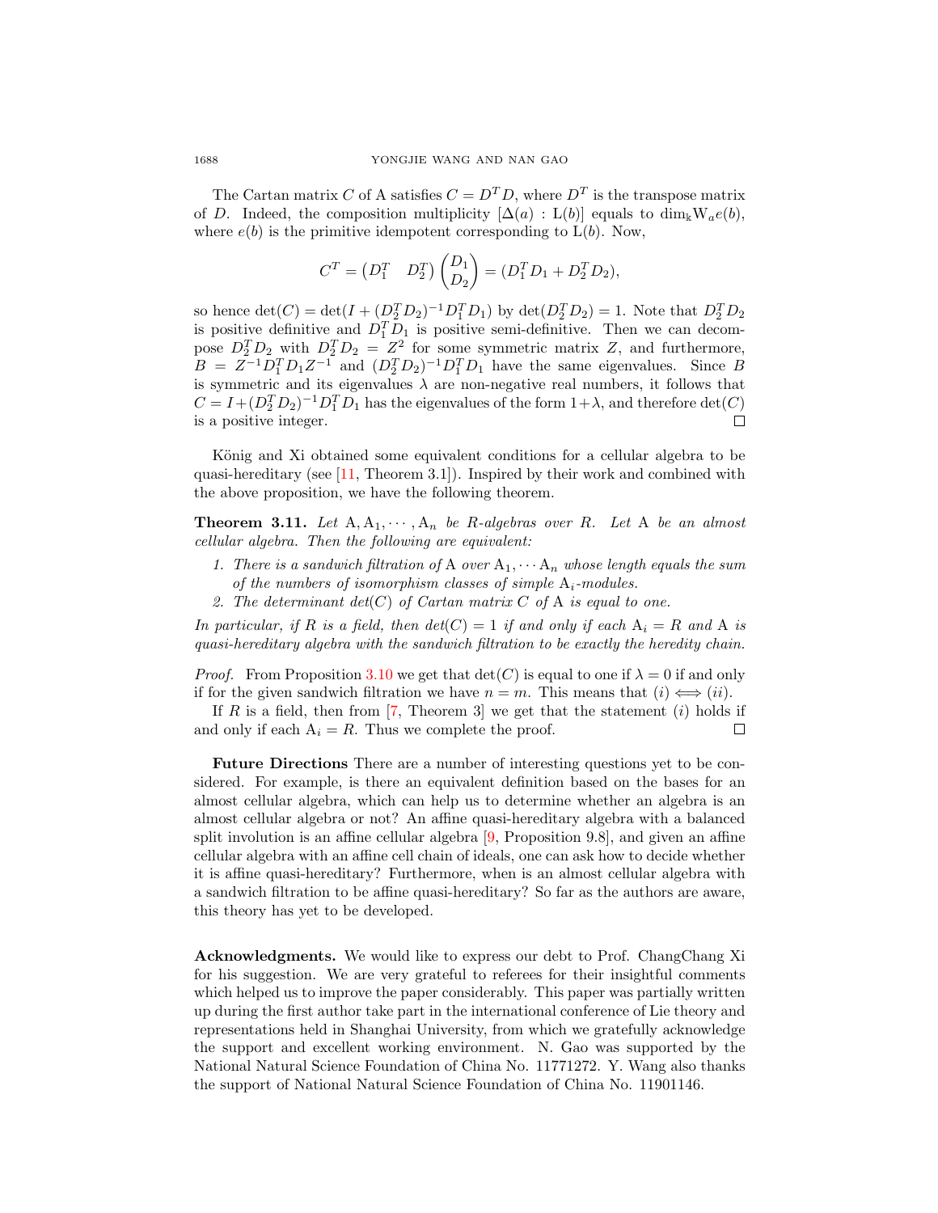The Cartan matrix $C$ of A satisfies $C = D^T D$, where $D^T$ is the transpose matrix of $D$. Indeed, the composition multiplicity $[\Delta(a) : \mathrm{L}(b)]$ equals to $\dim_{\Bbbk} \mathrm{W}_a e(b)$, where $e(b)$ is the primitive idempotent corresponding to $\mathrm{L}(b)$. Now,

$$C^T = \begin{pmatrix} D_1^T & D_2^T \end{pmatrix} \begin{pmatrix} D_1 \\ D_2 \end{pmatrix} = (D_1^T D_1 + D_2^T D_2),$$

so hence $\det(C) = \det(I + (D_2^T D_2)^{-1} D_1^T D_1)$ by $\det(D_2^T D_2) = 1$. Note that $D_2^T D_2$ is positive definitive and $D_1^T D_1$ is positive semi-definitive. Then we can decompose $D_2^T D_2$ with $D_2^T D_2 = Z^2$ for some symmetric matrix $Z$, and furthermore, $B = Z^{-1} D_1^T D_1 Z^{-1}$ and $(D_2^T D_2)^{-1} D_1^T D_1$ have the same eigenvalues. Since $B$ is symmetric and its eigenvalues $\lambda$ are non-negative real numbers, it follows that $C = I + (D_2^T D_2)^{-1} D_1^T D_1$ has the eigenvalues of the form $1+\lambda$, and therefore $\det(C)$ is a positive integer. $\square$

König and Xi obtained some equivalent conditions for a cellular algebra to be quasi-hereditary (see [11, Theorem 3.1]). Inspired by their work and combined with the above proposition, we have the following theorem.

**Theorem 3.11.** *Let* $\mathrm{A}, \mathrm{A}_1, \cdots, \mathrm{A}_n$ *be* $R$*-algebras over* $R$*. Let* A *be an almost cellular algebra. Then the following are equivalent:*

1. *There is a sandwich filtration of* A *over* $\mathrm{A}_1, \cdots \mathrm{A}_n$ *whose length equals the sum of the numbers of isomorphism classes of simple* $\mathrm{A}_i$*-modules.*
2. *The determinant* $det(C)$ *of Cartan matrix* $C$ *of* A *is equal to one.*

*In particular, if* $R$ *is a field, then* $det(C) = 1$ *if and only if each* $\mathrm{A}_i = R$ *and* A *is quasi-hereditary algebra with the sandwich filtration to be exactly the heredity chain.*

*Proof.* From Proposition 3.10 we get that $\det(C)$ is equal to one if $\lambda = 0$ if and only if for the given sandwich filtration we have $n = m$. This means that $(i) \iff (ii)$.

If $R$ is a field, then from [7, Theorem 3] we get that the statement $(i)$ holds if and only if each $\mathrm{A}_i = R$. Thus we complete the proof. $\square$

**Future Directions** There are a number of interesting questions yet to be considered. For example, is there an equivalent definition based on the bases for an almost cellular algebra, which can help us to determine whether an algebra is an almost cellular algebra or not? An affine quasi-hereditary algebra with a balanced split involution is an affine cellular algebra [9, Proposition 9.8], and given an affine cellular algebra with an affine cell chain of ideals, one can ask how to decide whether it is affine quasi-hereditary? Furthermore, when is an almost cellular algebra with a sandwich filtration to be affine quasi-hereditary? So far as the authors are aware, this theory has yet to be developed.

**Acknowledgments.** We would like to express our debt to Prof. ChangChang Xi for his suggestion. We are very grateful to referees for their insightful comments which helped us to improve the paper considerably. This paper was partially written up during the first author take part in the international conference of Lie theory and representations held in Shanghai University, from which we gratefully acknowledge the support and excellent working environment. N. Gao was supported by the National Natural Science Foundation of China No. 11771272. Y. Wang also thanks the support of National Natural Science Foundation of China No. 11901146.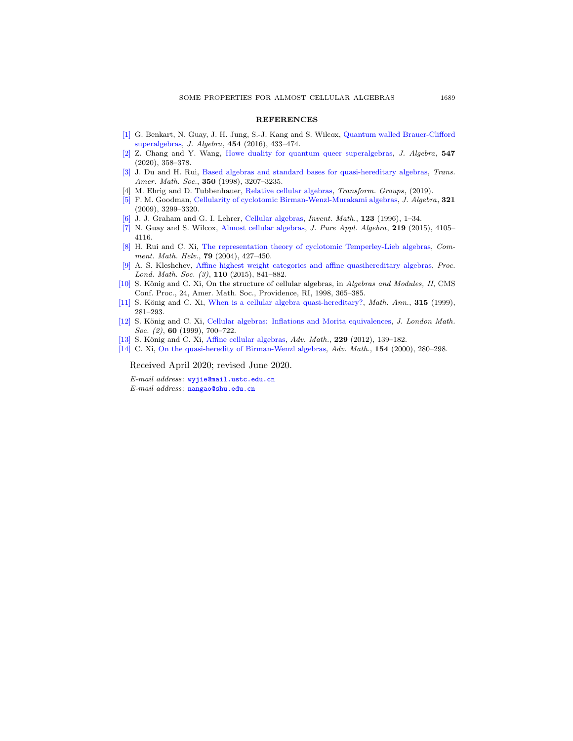## REFERENCES

[1] G. Benkart, N. Guay, J. H. Jung, S.-J. Kang and S. Wilcox, Quantum walled Brauer-Clifford superalgebras, *J. Algebra*, **454** (2016), 433–474.

[2] Z. Chang and Y. Wang, Howe duality for quantum queer superalgebras, *J. Algebra*, **547** (2020), 358–378.

[3] J. Du and H. Rui, Based algebras and standard bases for quasi-hereditary algebras, *Trans. Amer. Math. Soc.*, **350** (1998), 3207–3235.

[4] M. Ehrig and D. Tubbenhauer, Relative cellular algebras, *Transform. Groups*, (2019).

[5] F. M. Goodman, Cellularity of cyclotomic Birman-Wenzl-Murakami algebras, *J. Algebra*, **321** (2009), 3299–3320.

[6] J. J. Graham and G. I. Lehrer, Cellular algebras, *Invent. Math.*, **123** (1996), 1–34.

[7] N. Guay and S. Wilcox, Almost cellular algebras, *J. Pure Appl. Algebra*, **219** (2015), 4105–4116.

[8] H. Rui and C. Xi, The representation theory of cyclotomic Temperley-Lieb algebras, *Comment. Math. Helv.*, **79** (2004), 427–450.

[9] A. S. Kleshchev, Affine highest weight categories and affine quasihereditary algebras, *Proc. Lond. Math. Soc. (3)*, **110** (2015), 841–882.

[10] S. König and C. Xi, On the structure of cellular algebras, in *Algebras and Modules, II*, CMS Conf. Proc., 24, Amer. Math. Soc., Providence, RI, 1998, 365–385.

[11] S. König and C. Xi, When is a cellular algebra quasi-hereditary?, *Math. Ann.*, **315** (1999), 281–293.

[12] S. König and C. Xi, Cellular algebras: Inflations and Morita equivalences, *J. London Math. Soc. (2)*, **60** (1999), 700–722.

[13] S. König and C. Xi, Affine cellular algebras, *Adv. Math.*, **229** (2012), 139–182.

[14] C. Xi, On the quasi-heredity of Birman-Wenzl algebras, *Adv. Math.*, **154** (2000), 280–298.

Received April 2020; revised June 2020.

*E-mail address*: wyjie@mail.ustc.edu.cn

*E-mail address*: nangao@shu.edu.cn